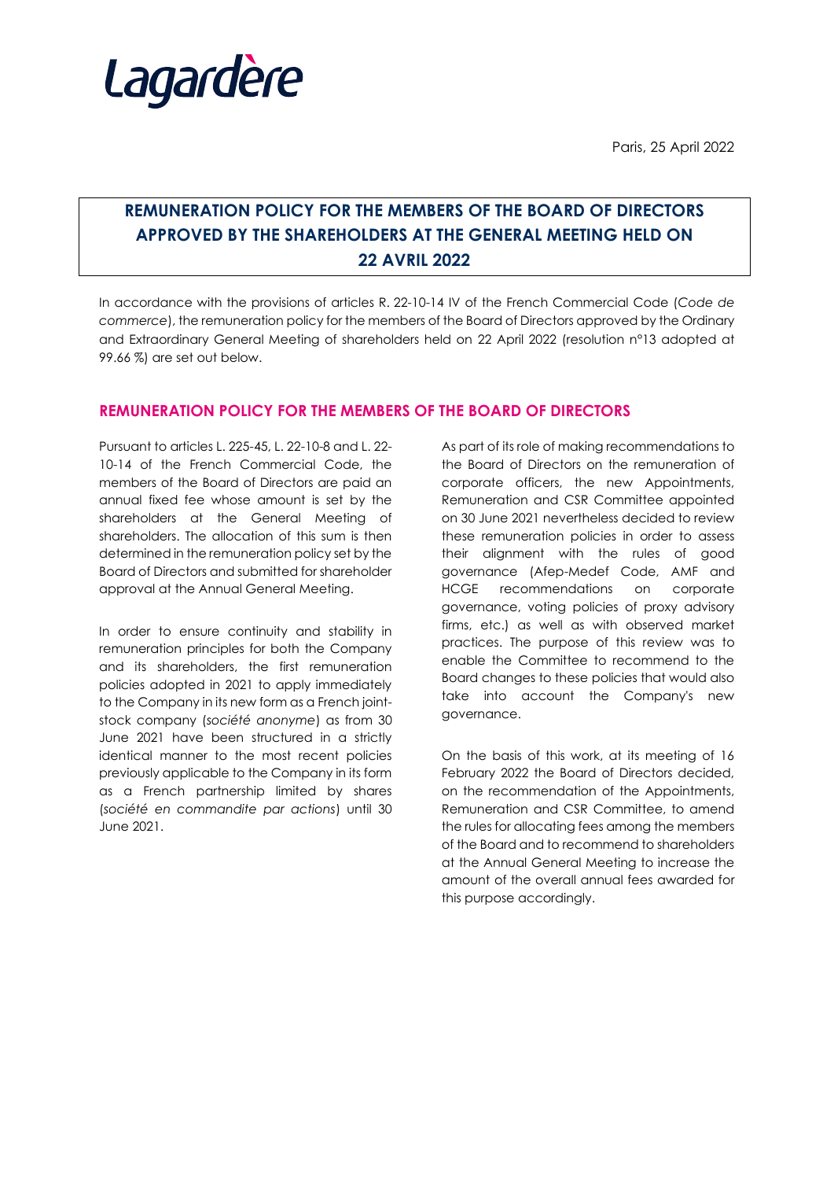Lagardère

Paris, 25 April 2022

# REMUNERATION POLICY FOR THE MEMBERS OF THE BOARD OF DIRECTORS APPROVED BY THE SHAREHOLDERS AT THE GENERAL MEETING HELD ON 22 AVRIL 2022

In accordance with the provisions of articles R. 22-10-14 IV of the French Commercial Code (*Code de commerce*), the remuneration policy for the members of the Board of Directors approved by the Ordinary and Extraordinary General Meeting of shareholders held on 22 April 2022 (resolution n°13 adopted at 99.66 %) are set out below.

## REMUNERATION POLICY FOR THE MEMBERS OF THE BOARD OF DIRECTORS

Pursuant to articles L. 225-45, L. 22-10-8 and L. 22-10-14 of the French Commercial Code, the members of the Board of Directors are paid an annual fixed fee whose amount is set by the shareholders at the General Meeting of shareholders. The allocation of this sum is then determined in the remuneration policy set by the Board of Directors and submitted for shareholder approval at the Annual General Meeting.

In order to ensure continuity and stability in remuneration principles for both the Company and its shareholders, the first remuneration policies adopted in 2021 to apply immediately to the Company in its new form as a French joint-stock company (*société anonyme*) as from 30 June 2021 have been structured in a strictly identical manner to the most recent policies previously applicable to the Company in its form as a French partnership limited by shares (*société en commandite par actions*) until 30 June 2021.

As part of its role of making recommendations to the Board of Directors on the remuneration of corporate officers, the new Appointments, Remuneration and CSR Committee appointed on 30 June 2021 nevertheless decided to review these remuneration policies in order to assess their alignment with the rules of good governance (Afep-Medef Code, AMF and HCGE recommendations on corporate governance, voting policies of proxy advisory firms, etc.) as well as with observed market practices. The purpose of this review was to enable the Committee to recommend to the Board changes to these policies that would also take into account the Company's new governance.

On the basis of this work, at its meeting of 16 February 2022 the Board of Directors decided, on the recommendation of the Appointments, Remuneration and CSR Committee, to amend the rules for allocating fees among the members of the Board and to recommend to shareholders at the Annual General Meeting to increase the amount of the overall annual fees awarded for this purpose accordingly.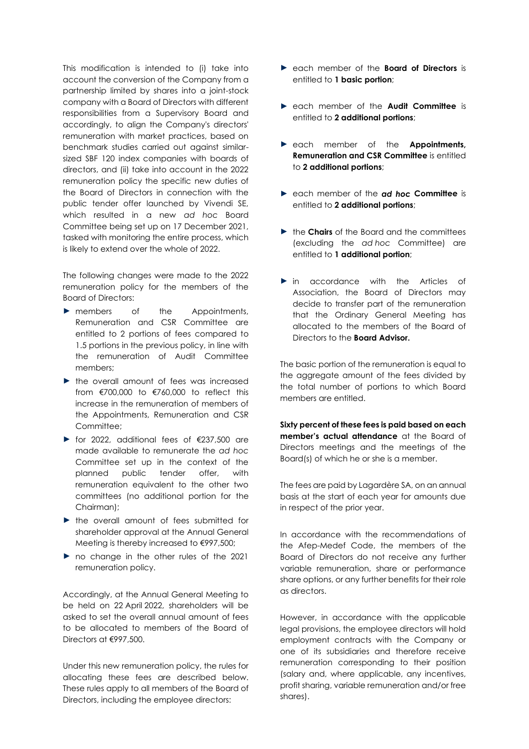This modification is intended to (i) take into account the conversion of the Company from a partnership limited by shares into a joint-stock company with a Board of Directors with different responsibilities from a Supervisory Board and accordingly, to align the Company's directors' remuneration with market practices, based on benchmark studies carried out against similar-sized SBF 120 index companies with boards of directors, and (ii) take into account in the 2022 remuneration policy the specific new duties of the Board of Directors in connection with the public tender offer launched by Vivendi SE, which resulted in a new *ad hoc* Board Committee being set up on 17 December 2021, tasked with monitoring the entire process, which is likely to extend over the whole of 2022.

The following changes were made to the 2022 remuneration policy for the members of the Board of Directors:

- members of the Appointments, Remuneration and CSR Committee are entitled to 2 portions of fees compared to 1.5 portions in the previous policy, in line with the remuneration of Audit Committee members;
- the overall amount of fees was increased from €700,000 to €760,000 to reflect this increase in the remuneration of members of the Appointments, Remuneration and CSR Committee;
- for 2022, additional fees of €237,500 are made available to remunerate the *ad hoc* Committee set up in the context of the planned public tender offer, with remuneration equivalent to the other two committees (no additional portion for the Chairman);
- the overall amount of fees submitted for shareholder approval at the Annual General Meeting is thereby increased to €997,500;
- no change in the other rules of the 2021 remuneration policy.

Accordingly, at the Annual General Meeting to be held on 22 April 2022, shareholders will be asked to set the overall annual amount of fees to be allocated to members of the Board of Directors at €997,500.

Under this new remuneration policy, the rules for allocating these fees are described below. These rules apply to all members of the Board of Directors, including the employee directors:

- each member of the **Board of Directors** is entitled to **1 basic portion**;
- each member of the **Audit Committee** is entitled to **2 additional portions**;
- each member of the **Appointments, Remuneration and CSR Committee** is entitled to **2 additional portions**;
- each member of the ***ad hoc*** **Committee** is entitled to **2 additional portions**;
- the **Chairs** of the Board and the committees (excluding the *ad hoc* Committee) are entitled to **1 additional portion**;
- in accordance with the Articles of Association, the Board of Directors may decide to transfer part of the remuneration that the Ordinary General Meeting has allocated to the members of the Board of Directors to the **Board Advisor.**

The basic portion of the remuneration is equal to the aggregate amount of the fees divided by the total number of portions to which Board members are entitled.

**Sixty percent of these fees is paid based on each member's actual attendance** at the Board of Directors meetings and the meetings of the Board(s) of which he or she is a member.

The fees are paid by Lagardère SA, on an annual basis at the start of each year for amounts due in respect of the prior year.

In accordance with the recommendations of the Afep-Medef Code, the members of the Board of Directors do not receive any further variable remuneration, share or performance share options, or any further benefits for their role as directors.

However, in accordance with the applicable legal provisions, the employee directors will hold employment contracts with the Company or one of its subsidiaries and therefore receive remuneration corresponding to their position (salary and, where applicable, any incentives, profit sharing, variable remuneration and/or free shares).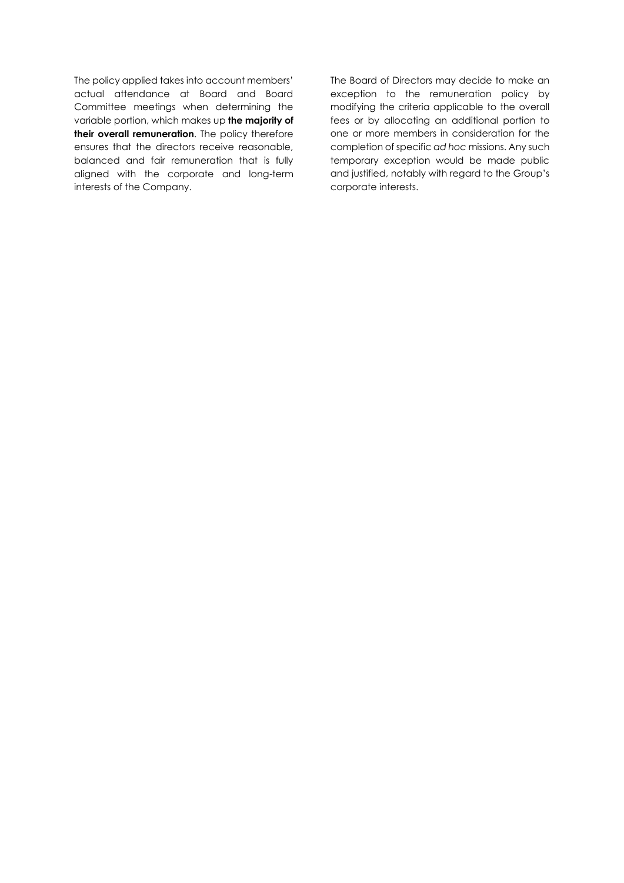The policy applied takes into account members' actual attendance at Board and Board Committee meetings when determining the variable portion, which makes up **the majority of their overall remuneration**. The policy therefore ensures that the directors receive reasonable, balanced and fair remuneration that is fully aligned with the corporate and long-term interests of the Company.

The Board of Directors may decide to make an exception to the remuneration policy by modifying the criteria applicable to the overall fees or by allocating an additional portion to one or more members in consideration for the completion of specific *ad hoc* missions. Any such temporary exception would be made public and justified, notably with regard to the Group's corporate interests.